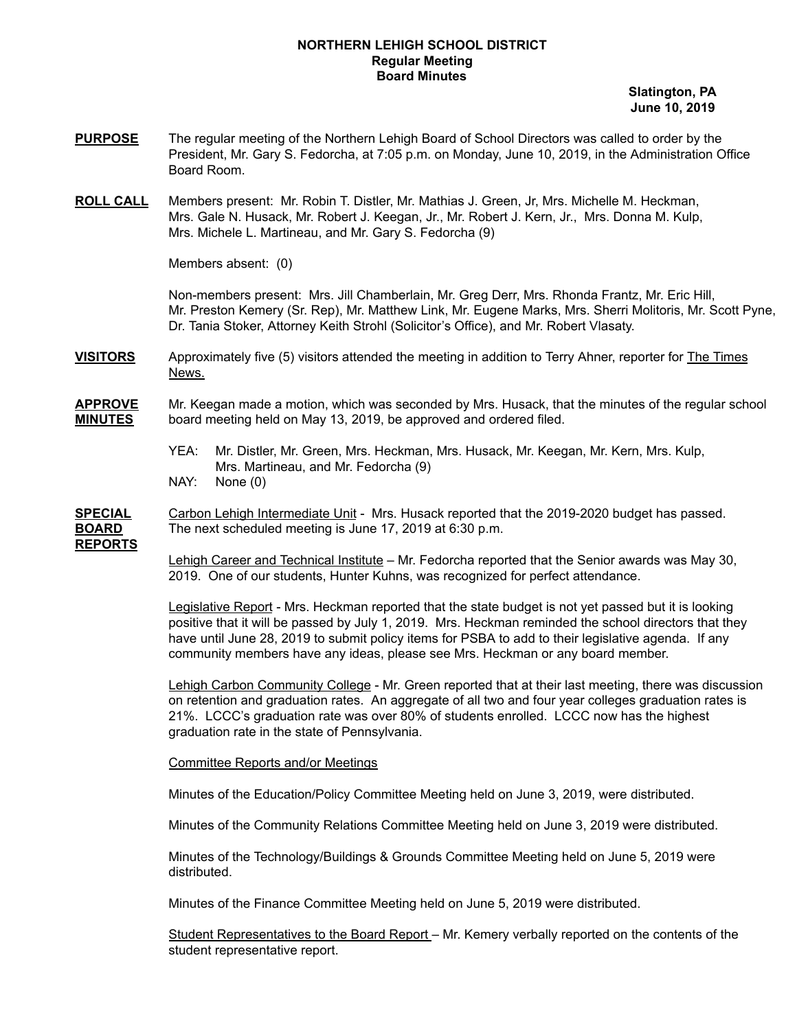**NORTHERN LEHIGH SCHOOL DISTRICT**
**Regular Meeting**
**Board Minutes**

**Slatington, PA**
**June 10, 2019**

**PURPOSE** The regular meeting of the Northern Lehigh Board of School Directors was called to order by the President, Mr. Gary S. Fedorcha, at 7:05 p.m. on Monday, June 10, 2019, in the Administration Office Board Room.

**ROLL CALL** Members present: Mr. Robin T. Distler, Mr. Mathias J. Green, Jr, Mrs. Michelle M. Heckman, Mrs. Gale N. Husack, Mr. Robert J. Keegan, Jr., Mr. Robert J. Kern, Jr., Mrs. Donna M. Kulp, Mrs. Michele L. Martineau, and Mr. Gary S. Fedorcha (9)

Members absent: (0)

Non-members present: Mrs. Jill Chamberlain, Mr. Greg Derr, Mrs. Rhonda Frantz, Mr. Eric Hill, Mr. Preston Kemery (Sr. Rep), Mr. Matthew Link, Mr. Eugene Marks, Mrs. Sherri Molitoris, Mr. Scott Pyne, Dr. Tania Stoker, Attorney Keith Strohl (Solicitor's Office), and Mr. Robert Vlasaty.

**VISITORS** Approximately five (5) visitors attended the meeting in addition to Terry Ahner, reporter for The Times News.

**APPROVE MINUTES** Mr. Keegan made a motion, which was seconded by Mrs. Husack, that the minutes of the regular school board meeting held on May 13, 2019, be approved and ordered filed.

YEA: Mr. Distler, Mr. Green, Mrs. Heckman, Mrs. Husack, Mr. Keegan, Mr. Kern, Mrs. Kulp, Mrs. Martineau, and Mr. Fedorcha (9)
NAY: None (0)

**SPECIAL BOARD REPORTS** Carbon Lehigh Intermediate Unit - Mrs. Husack reported that the 2019-2020 budget has passed. The next scheduled meeting is June 17, 2019 at 6:30 p.m.

Lehigh Career and Technical Institute – Mr. Fedorcha reported that the Senior awards was May 30, 2019. One of our students, Hunter Kuhns, was recognized for perfect attendance.

Legislative Report - Mrs. Heckman reported that the state budget is not yet passed but it is looking positive that it will be passed by July 1, 2019. Mrs. Heckman reminded the school directors that they have until June 28, 2019 to submit policy items for PSBA to add to their legislative agenda. If any community members have any ideas, please see Mrs. Heckman or any board member.

Lehigh Carbon Community College - Mr. Green reported that at their last meeting, there was discussion on retention and graduation rates. An aggregate of all two and four year colleges graduation rates is 21%. LCCC's graduation rate was over 80% of students enrolled. LCCC now has the highest graduation rate in the state of Pennsylvania.

Committee Reports and/or Meetings

Minutes of the Education/Policy Committee Meeting held on June 3, 2019, were distributed.

Minutes of the Community Relations Committee Meeting held on June 3, 2019 were distributed.

Minutes of the Technology/Buildings & Grounds Committee Meeting held on June 5, 2019 were distributed.

Minutes of the Finance Committee Meeting held on June 5, 2019 were distributed.

Student Representatives to the Board Report – Mr. Kemery verbally reported on the contents of the student representative report.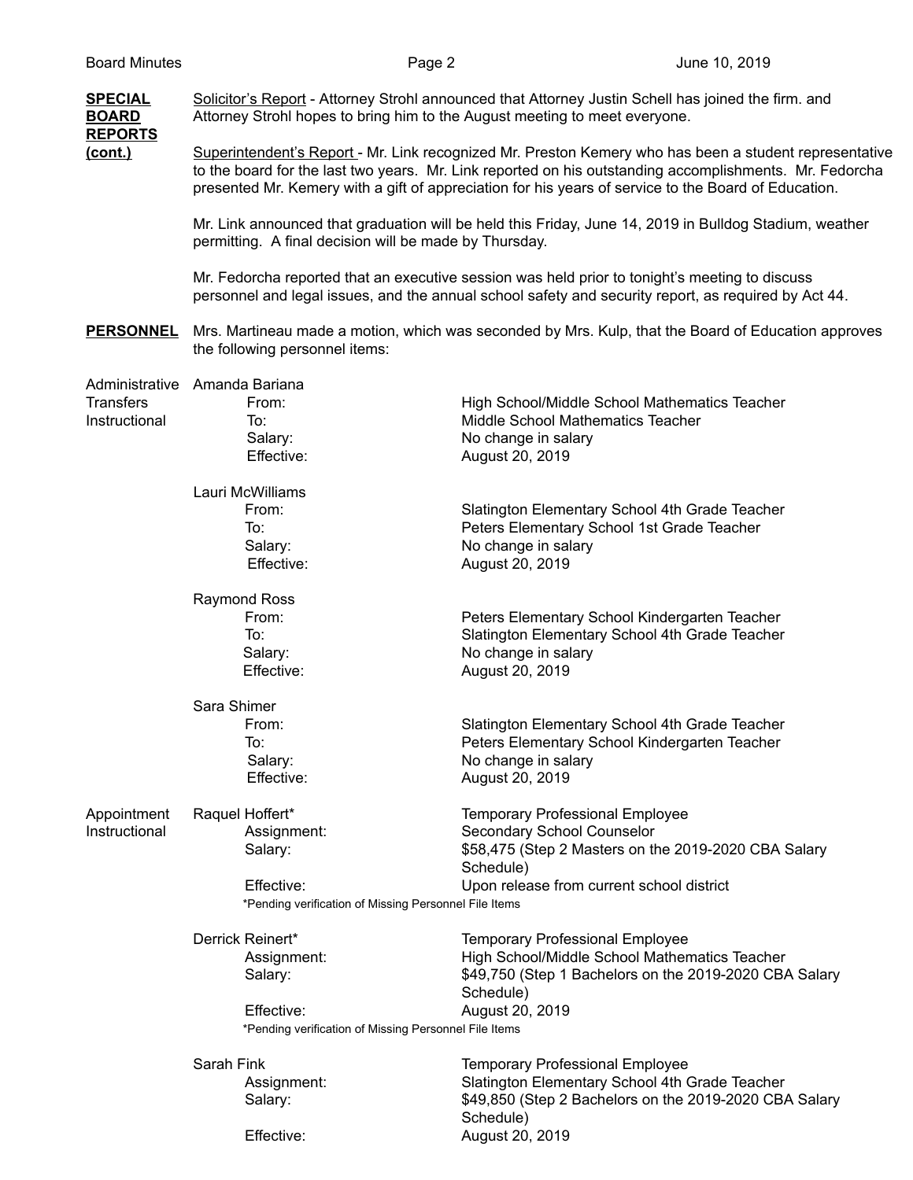**SPECIAL BOARD REPORTS (cont.)**

Solicitor's Report - Attorney Strohl announced that Attorney Justin Schell has joined the firm. and Attorney Strohl hopes to bring him to the August meeting to meet everyone.

Superintendent's Report - Mr. Link recognized Mr. Preston Kemery who has been a student representative to the board for the last two years. Mr. Link reported on his outstanding accomplishments. Mr. Fedorcha presented Mr. Kemery with a gift of appreciation for his years of service to the Board of Education.

Mr. Link announced that graduation will be held this Friday, June 14, 2019 in Bulldog Stadium, weather permitting. A final decision will be made by Thursday.

Mr. Fedorcha reported that an executive session was held prior to tonight's meeting to discuss personnel and legal issues, and the annual school safety and security report, as required by Act 44.

**PERSONNEL**

Mrs. Martineau made a motion, which was seconded by Mrs. Kulp, that the Board of Education approves the following personnel items:

Administrative Transfers Instructional

Amanda Bariana
- From: High School/Middle School Mathematics Teacher
- To: Middle School Mathematics Teacher
- Salary: No change in salary
- Effective: August 20, 2019

Lauri McWilliams
- From: Slatington Elementary School 4th Grade Teacher
- To: Peters Elementary School 1st Grade Teacher
- Salary: No change in salary
- Effective: August 20, 2019

Raymond Ross
- From: Peters Elementary School Kindergarten Teacher
- To: Slatington Elementary School 4th Grade Teacher
- Salary: No change in salary
- Effective: August 20, 2019

Sara Shimer
- From: Slatington Elementary School 4th Grade Teacher
- To: Peters Elementary School Kindergarten Teacher
- Salary: No change in salary
- Effective: August 20, 2019

Appointment Instructional

Raquel Hoffert* — Temporary Professional Employee
- Assignment: Secondary School Counselor
- Salary: $58,475 (Step 2 Masters on the 2019-2020 CBA Salary Schedule)
- Effective: Upon release from current school district

*Pending verification of Missing Personnel File Items

Derrick Reinert* — Temporary Professional Employee
- Assignment: High School/Middle School Mathematics Teacher
- Salary: $49,750 (Step 1 Bachelors on the 2019-2020 CBA Salary Schedule)
- Effective: August 20, 2019

*Pending verification of Missing Personnel File Items

Sarah Fink — Temporary Professional Employee
- Assignment: Slatington Elementary School 4th Grade Teacher
- Salary: $49,850 (Step 2 Bachelors on the 2019-2020 CBA Salary Schedule)
- Effective: August 20, 2019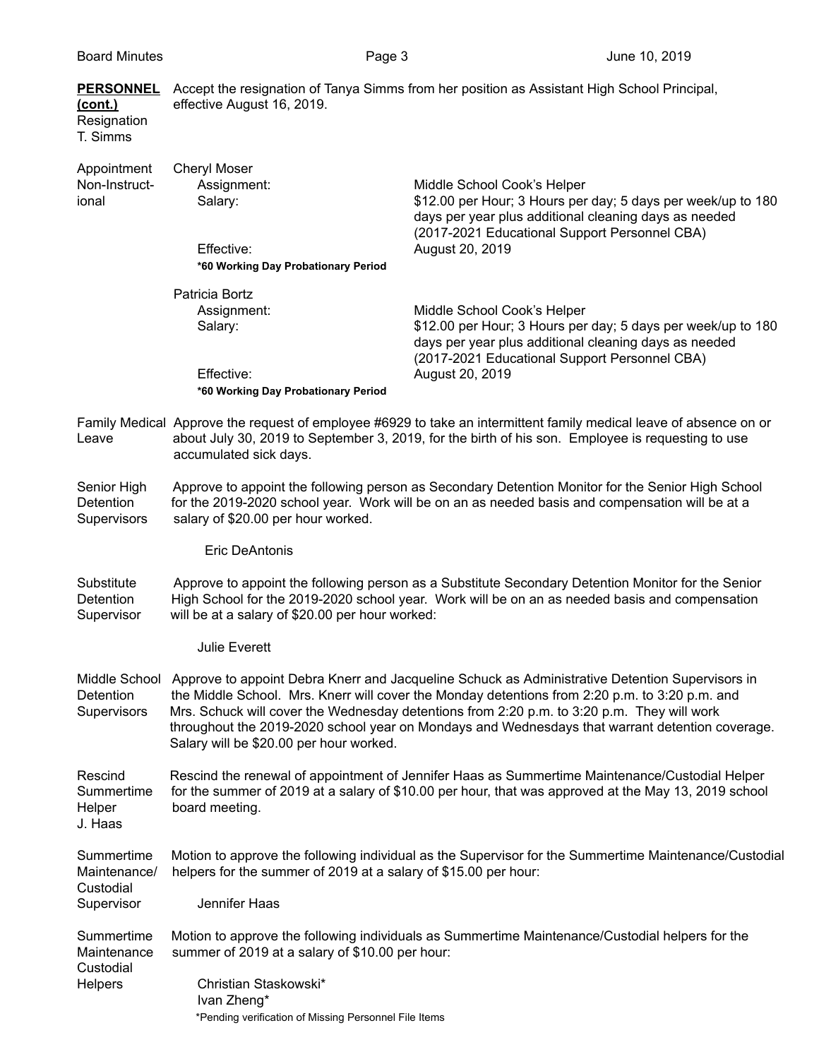**PERSONNEL (cont.)**

Resignation T. Simms

Accept the resignation of Tanya Simms from her position as Assistant High School Principal, effective August 16, 2019.

Appointment Non-Instructional

Cheryl Moser

| | |
|---|---|
| Assignment: | Middle School Cook's Helper |
| Salary: | $12.00 per Hour; 3 Hours per day; 5 days per week/up to 180 days per year plus additional cleaning days as needed (2017-2021 Educational Support Personnel CBA) |
| Effective: | August 20, 2019 |

**\*60 Working Day Probationary Period**

Patricia Bortz

| | |
|---|---|
| Assignment: | Middle School Cook's Helper |
| Salary: | $12.00 per Hour; 3 Hours per day; 5 days per week/up to 180 days per year plus additional cleaning days as needed (2017-2021 Educational Support Personnel CBA) |
| Effective: | August 20, 2019 |

**\*60 Working Day Probationary Period**

Family Medical Leave

Approve the request of employee #6929 to take an intermittent family medical leave of absence on or about July 30, 2019 to September 3, 2019, for the birth of his son. Employee is requesting to use accumulated sick days.

Senior High Detention Supervisors

Approve to appoint the following person as Secondary Detention Monitor for the Senior High School for the 2019-2020 school year. Work will be on an as needed basis and compensation will be at a salary of $20.00 per hour worked.

Eric DeAntonis

Substitute Detention Supervisor

Approve to appoint the following person as a Substitute Secondary Detention Monitor for the Senior High School for the 2019-2020 school year. Work will be on an as needed basis and compensation will be at a salary of $20.00 per hour worked:

Julie Everett

Middle School Detention Supervisors

Approve to appoint Debra Knerr and Jacqueline Schuck as Administrative Detention Supervisors in the Middle School. Mrs. Knerr will cover the Monday detentions from 2:20 p.m. to 3:20 p.m. and Mrs. Schuck will cover the Wednesday detentions from 2:20 p.m. to 3:20 p.m. They will work throughout the 2019-2020 school year on Mondays and Wednesdays that warrant detention coverage. Salary will be $20.00 per hour worked.

Rescind Summertime Helper J. Haas

Rescind the renewal of appointment of Jennifer Haas as Summertime Maintenance/Custodial Helper for the summer of 2019 at a salary of $10.00 per hour, that was approved at the May 13, 2019 school board meeting.

Summertime Maintenance/ Custodial Supervisor

Motion to approve the following individual as the Supervisor for the Summertime Maintenance/Custodial helpers for the summer of 2019 at a salary of $15.00 per hour:

Jennifer Haas

Summertime Maintenance Custodial Helpers

Motion to approve the following individuals as Summertime Maintenance/Custodial helpers for the summer of 2019 at a salary of $10.00 per hour:

Christian Staskowski*
Ivan Zheng*

*Pending verification of Missing Personnel File Items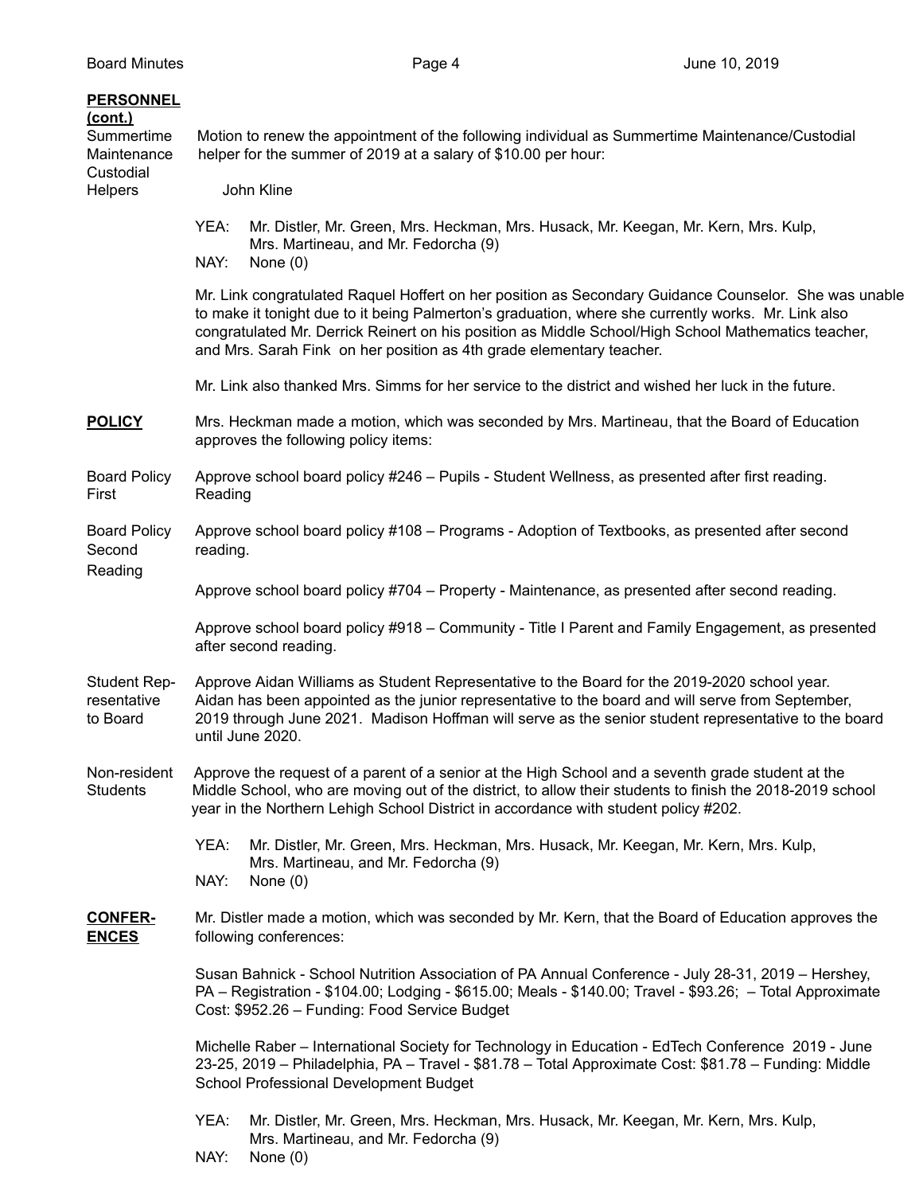**PERSONNEL (cont.)**

**Summertime Maintenance Custodial Helpers**

Motion to renew the appointment of the following individual as Summertime Maintenance/Custodial helper for the summer of 2019 at a salary of $10.00 per hour:

John Kline

YEA: Mr. Distler, Mr. Green, Mrs. Heckman, Mrs. Husack, Mr. Keegan, Mr. Kern, Mrs. Kulp, Mrs. Martineau, and Mr. Fedorcha (9)
NAY: None (0)

Mr. Link congratulated Raquel Hoffert on her position as Secondary Guidance Counselor. She was unable to make it tonight due to it being Palmerton's graduation, where she currently works. Mr. Link also congratulated Mr. Derrick Reinert on his position as Middle School/High School Mathematics teacher, and Mrs. Sarah Fink on her position as 4th grade elementary teacher.

Mr. Link also thanked Mrs. Simms for her service to the district and wished her luck in the future.

**POLICY**

Mrs. Heckman made a motion, which was seconded by Mrs. Martineau, that the Board of Education approves the following policy items:

**Board Policy First Reading**

Approve school board policy #246 – Pupils - Student Wellness, as presented after first reading.

**Board Policy Second Reading**

Approve school board policy #108 – Programs - Adoption of Textbooks, as presented after second reading.

Approve school board policy #704 – Property - Maintenance, as presented after second reading.

Approve school board policy #918 – Community - Title I Parent and Family Engagement, as presented after second reading.

**Student Representative to Board**

Approve Aidan Williams as Student Representative to the Board for the 2019-2020 school year. Aidan has been appointed as the junior representative to the board and will serve from September, 2019 through June 2021. Madison Hoffman will serve as the senior student representative to the board until June 2020.

**Non-resident Students**

Approve the request of a parent of a senior at the High School and a seventh grade student at the Middle School, who are moving out of the district, to allow their students to finish the 2018-2019 school year in the Northern Lehigh School District in accordance with student policy #202.

YEA: Mr. Distler, Mr. Green, Mrs. Heckman, Mrs. Husack, Mr. Keegan, Mr. Kern, Mrs. Kulp, Mrs. Martineau, and Mr. Fedorcha (9)
NAY: None (0)

**CONFERENCES**

Mr. Distler made a motion, which was seconded by Mr. Kern, that the Board of Education approves the following conferences:

Susan Bahnick - School Nutrition Association of PA Annual Conference - July 28-31, 2019 – Hershey, PA – Registration - $104.00; Lodging - $615.00; Meals - $140.00; Travel - $93.26; – Total Approximate Cost: $952.26 – Funding: Food Service Budget

Michelle Raber – International Society for Technology in Education - EdTech Conference 2019 - June 23-25, 2019 – Philadelphia, PA – Travel - $81.78 – Total Approximate Cost: $81.78 – Funding: Middle School Professional Development Budget

YEA: Mr. Distler, Mr. Green, Mrs. Heckman, Mrs. Husack, Mr. Keegan, Mr. Kern, Mrs. Kulp, Mrs. Martineau, and Mr. Fedorcha (9)
NAY: None (0)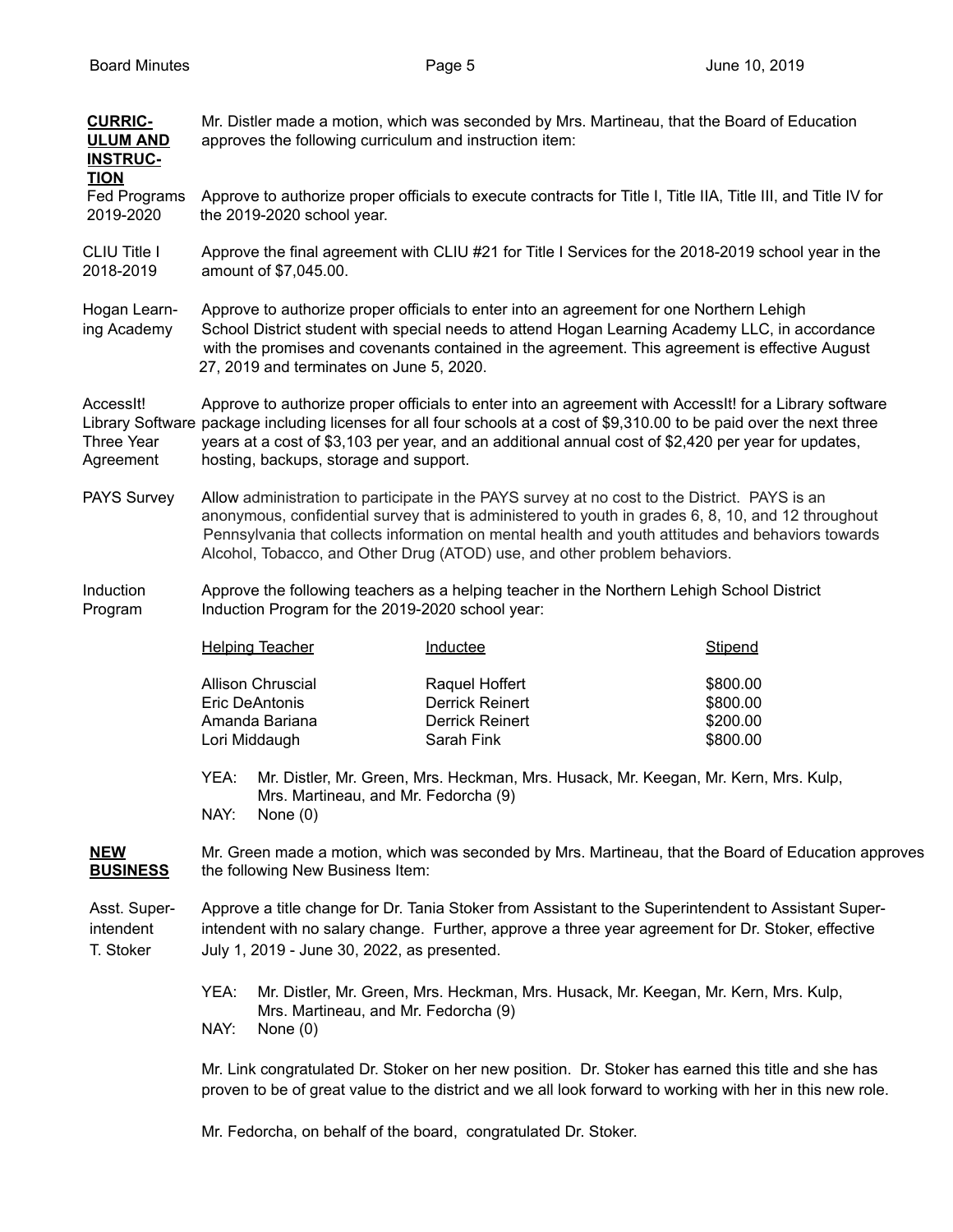**CURRICULUM AND INSTRUCTION**

Mr. Distler made a motion, which was seconded by Mrs. Martineau, that the Board of Education approves the following curriculum and instruction item:

Fed Programs 2019-2020 — Approve to authorize proper officials to execute contracts for Title I, Title IIA, Title III, and Title IV for the 2019-2020 school year.

CLIU Title I 2018-2019 — Approve the final agreement with CLIU #21 for Title I Services for the 2018-2019 school year in the amount of $7,045.00.

Hogan Learning Academy — Approve to authorize proper officials to enter into an agreement for one Northern Lehigh School District student with special needs to attend Hogan Learning Academy LLC, in accordance with the promises and covenants contained in the agreement. This agreement is effective August 27, 2019 and terminates on June 5, 2020.

AccessIt! Library Software Three Year Agreement — Approve to authorize proper officials to enter into an agreement with AccessIt! for a Library software package including licenses for all four schools at a cost of $9,310.00 to be paid over the next three years at a cost of $3,103 per year, and an additional annual cost of $2,420 per year for updates, hosting, backups, storage and support.

PAYS Survey — Allow administration to participate in the PAYS survey at no cost to the District. PAYS is an anonymous, confidential survey that is administered to youth in grades 6, 8, 10, and 12 throughout Pennsylvania that collects information on mental health and youth attitudes and behaviors towards Alcohol, Tobacco, and Other Drug (ATOD) use, and other problem behaviors.

Induction Program — Approve the following teachers as a helping teacher in the Northern Lehigh School District Induction Program for the 2019-2020 school year:

| Helping Teacher | Inductee | Stipend |
|---|---|---|
| Allison Chruscial | Raquel Hoffert | $800.00 |
| Eric DeAntonis | Derrick Reinert | $800.00 |
| Amanda Bariana | Derrick Reinert | $200.00 |
| Lori Middaugh | Sarah Fink | $800.00 |

YEA: Mr. Distler, Mr. Green, Mrs. Heckman, Mrs. Husack, Mr. Keegan, Mr. Kern, Mrs. Kulp, Mrs. Martineau, and Mr. Fedorcha (9)
NAY: None (0)

**NEW BUSINESS**

Mr. Green made a motion, which was seconded by Mrs. Martineau, that the Board of Education approves the following New Business Item:

Asst. Superintendent T. Stoker — Approve a title change for Dr. Tania Stoker from Assistant to the Superintendent to Assistant Superintendent with no salary change. Further, approve a three year agreement for Dr. Stoker, effective July 1, 2019 - June 30, 2022, as presented.

YEA: Mr. Distler, Mr. Green, Mrs. Heckman, Mrs. Husack, Mr. Keegan, Mr. Kern, Mrs. Kulp, Mrs. Martineau, and Mr. Fedorcha (9)
NAY: None (0)

Mr. Link congratulated Dr. Stoker on her new position. Dr. Stoker has earned this title and she has proven to be of great value to the district and we all look forward to working with her in this new role.

Mr. Fedorcha, on behalf of the board, congratulated Dr. Stoker.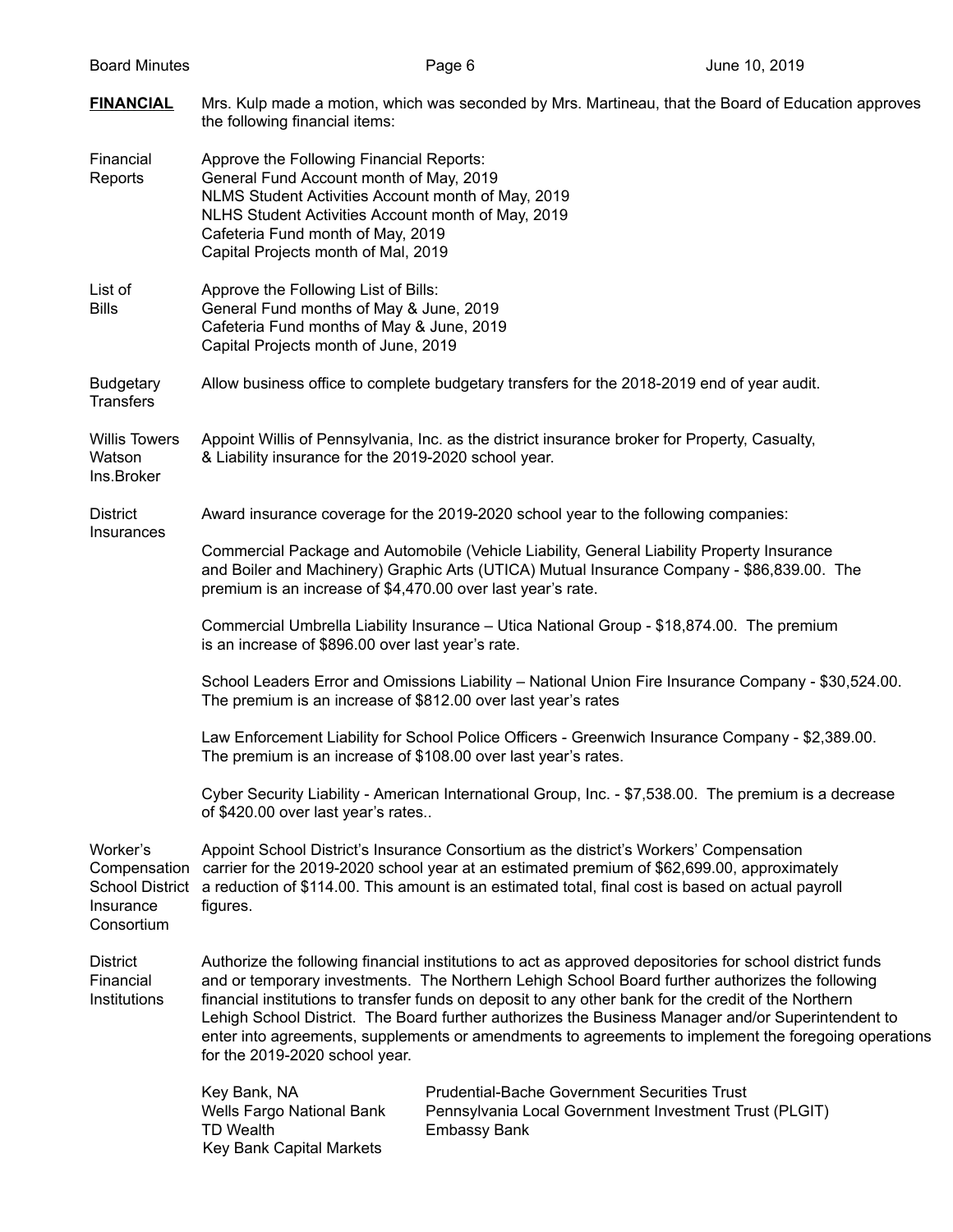**FINANCIAL** Mrs. Kulp made a motion, which was seconded by Mrs. Martineau, that the Board of Education approves the following financial items:

Financial Reports — Approve the Following Financial Reports:
General Fund Account month of May, 2019
NLMS Student Activities Account month of May, 2019
NLHS Student Activities Account month of May, 2019
Cafeteria Fund month of May, 2019
Capital Projects month of Mal, 2019

List of Bills — Approve the Following List of Bills:
General Fund months of May & June, 2019
Cafeteria Fund months of May & June, 2019
Capital Projects month of June, 2019

Budgetary Transfers — Allow business office to complete budgetary transfers for the 2018-2019 end of year audit.

Willis Towers Watson Ins.Broker — Appoint Willis of Pennsylvania, Inc. as the district insurance broker for Property, Casualty, & Liability insurance for the 2019-2020 school year.

District Insurances — Award insurance coverage for the 2019-2020 school year to the following companies:

Commercial Package and Automobile (Vehicle Liability, General Liability Property Insurance and Boiler and Machinery) Graphic Arts (UTICA) Mutual Insurance Company - $86,839.00. The premium is an increase of $4,470.00 over last year's rate.

Commercial Umbrella Liability Insurance – Utica National Group - $18,874.00. The premium is an increase of $896.00 over last year's rate.

School Leaders Error and Omissions Liability – National Union Fire Insurance Company - $30,524.00. The premium is an increase of $812.00 over last year's rates

Law Enforcement Liability for School Police Officers - Greenwich Insurance Company - $2,389.00. The premium is an increase of $108.00 over last year's rates.

Cyber Security Liability - American International Group, Inc. - $7,538.00. The premium is a decrease of $420.00 over last year's rates..

Worker's Compensation School District Insurance Consortium — Appoint School District's Insurance Consortium as the district's Workers' Compensation carrier for the 2019-2020 school year at an estimated premium of $62,699.00, approximately a reduction of $114.00. This amount is an estimated total, final cost is based on actual payroll figures.

District Financial Institutions — Authorize the following financial institutions to act as approved depositories for school district funds and or temporary investments. The Northern Lehigh School Board further authorizes the following financial institutions to transfer funds on deposit to any other bank for the credit of the Northern Lehigh School District. The Board further authorizes the Business Manager and/or Superintendent to enter into agreements, supplements or amendments to agreements to implement the foregoing operations for the 2019-2020 school year.

- Key Bank, NA
- Wells Fargo National Bank
- TD Wealth
- Key Bank Capital Markets
- Prudential-Bache Government Securities Trust
- Pennsylvania Local Government Investment Trust (PLGIT)
- Embassy Bank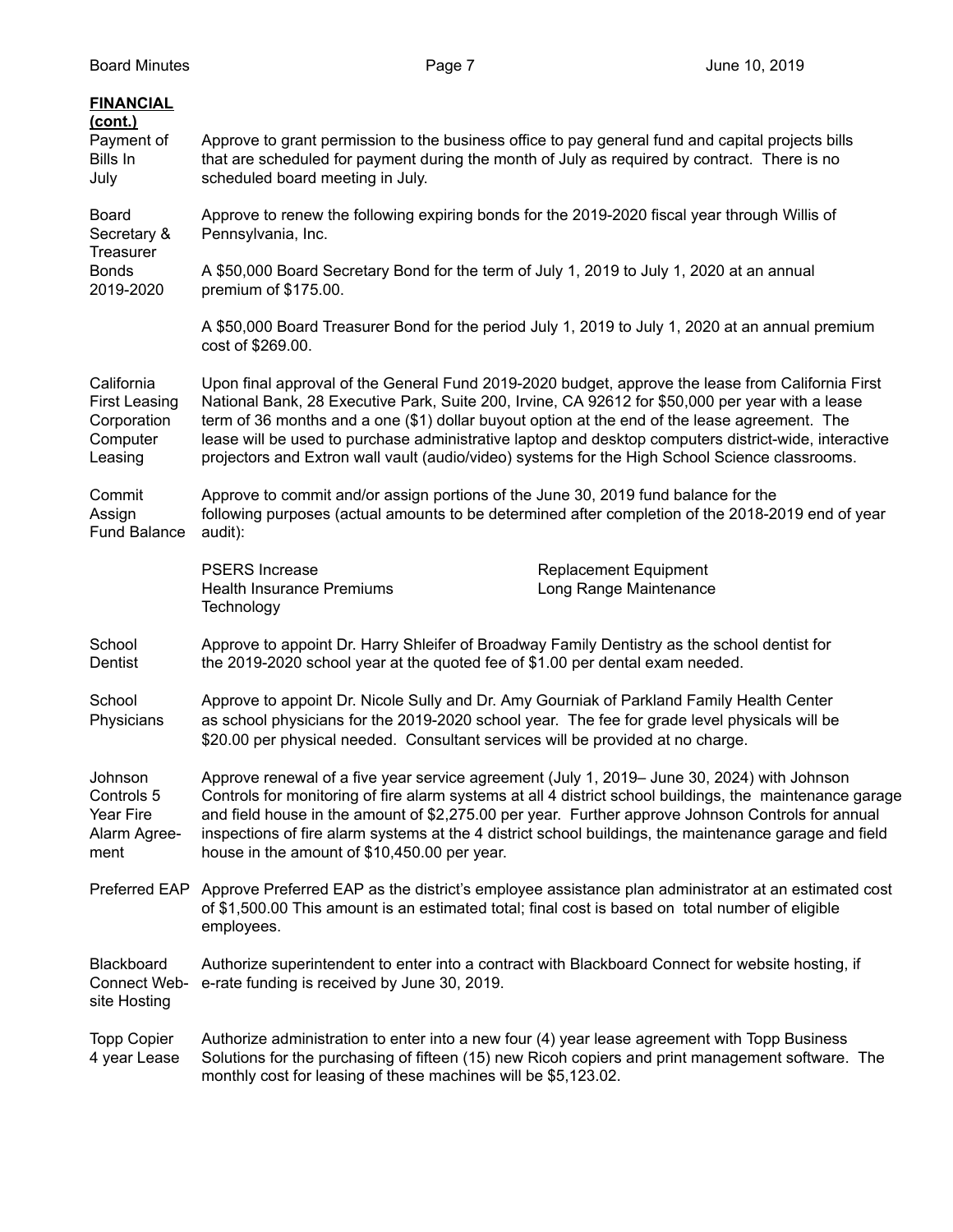**FINANCIAL (cont.)**

**Payment of Bills In July**

Approve to grant permission to the business office to pay general fund and capital projects bills that are scheduled for payment during the month of July as required by contract. There is no scheduled board meeting in July.

**Board Secretary & Treasurer Bonds 2019-2020**

Approve to renew the following expiring bonds for the 2019-2020 fiscal year through Willis of Pennsylvania, Inc.

A $50,000 Board Secretary Bond for the term of July 1, 2019 to July 1, 2020 at an annual premium of $175.00.

A $50,000 Board Treasurer Bond for the period July 1, 2019 to July 1, 2020 at an annual premium cost of $269.00.

**California First Leasing Corporation Computer Leasing**

Upon final approval of the General Fund 2019-2020 budget, approve the lease from California First National Bank, 28 Executive Park, Suite 200, Irvine, CA 92612 for $50,000 per year with a lease term of 36 months and a one ($1) dollar buyout option at the end of the lease agreement. The lease will be used to purchase administrative laptop and desktop computers district-wide, interactive projectors and Extron wall vault (audio/video) systems for the High School Science classrooms.

**Commit Assign Fund Balance**

Approve to commit and/or assign portions of the June 30, 2019 fund balance for the following purposes (actual amounts to be determined after completion of the 2018-2019 end of year audit):

- PSERS Increase
- Health Insurance Premiums
- Technology
- Replacement Equipment
- Long Range Maintenance

**School Dentist**

Approve to appoint Dr. Harry Shleifer of Broadway Family Dentistry as the school dentist for the 2019-2020 school year at the quoted fee of $1.00 per dental exam needed.

**School Physicians**

Approve to appoint Dr. Nicole Sully and Dr. Amy Gourniak of Parkland Family Health Center as school physicians for the 2019-2020 school year. The fee for grade level physicals will be $20.00 per physical needed. Consultant services will be provided at no charge.

**Johnson Controls 5 Year Fire Alarm Agreement**

Approve renewal of a five year service agreement (July 1, 2019– June 30, 2024) with Johnson Controls for monitoring of fire alarm systems at all 4 district school buildings, the maintenance garage and field house in the amount of $2,275.00 per year. Further approve Johnson Controls for annual inspections of fire alarm systems at the 4 district school buildings, the maintenance garage and field house in the amount of $10,450.00 per year.

**Preferred EAP**

Approve Preferred EAP as the district's employee assistance plan administrator at an estimated cost of $1,500.00 This amount is an estimated total; final cost is based on total number of eligible employees.

**Blackboard Connect Website Hosting**

Authorize superintendent to enter into a contract with Blackboard Connect for website hosting, if e-rate funding is received by June 30, 2019.

**Topp Copier 4 year Lease**

Authorize administration to enter into a new four (4) year lease agreement with Topp Business Solutions for the purchasing of fifteen (15) new Ricoh copiers and print management software. The monthly cost for leasing of these machines will be $5,123.02.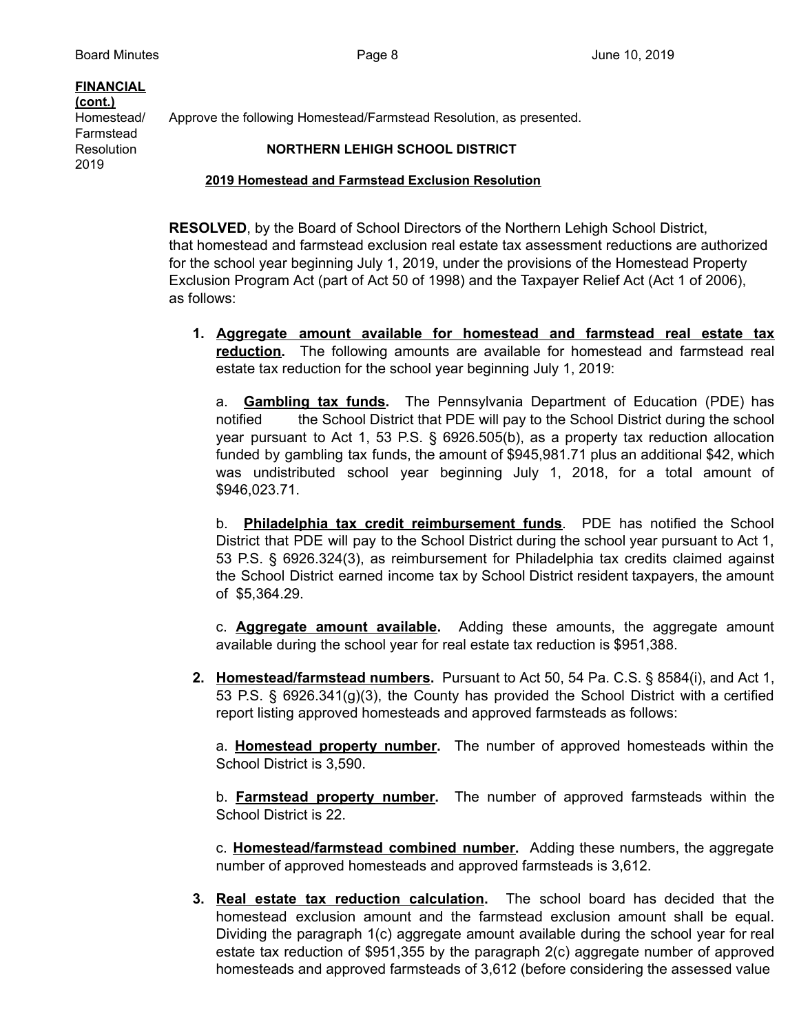**FINANCIAL (cont.)**

Homestead/ Farmstead Resolution 2019

Approve the following Homestead/Farmstead Resolution, as presented.

**NORTHERN LEHIGH SCHOOL DISTRICT**

**2019 Homestead and Farmstead Exclusion Resolution**

**RESOLVED**, by the Board of School Directors of the Northern Lehigh School District, that homestead and farmstead exclusion real estate tax assessment reductions are authorized for the school year beginning July 1, 2019, under the provisions of the Homestead Property Exclusion Program Act (part of Act 50 of 1998) and the Taxpayer Relief Act (Act 1 of 2006), as follows:

1. **Aggregate amount available for homestead and farmstead real estate tax reduction.** The following amounts are available for homestead and farmstead real estate tax reduction for the school year beginning July 1, 2019:

   a. **Gambling tax funds.** The Pennsylvania Department of Education (PDE) has notified the School District that PDE will pay to the School District during the school year pursuant to Act 1, 53 P.S. § 6926.505(b), as a property tax reduction allocation funded by gambling tax funds, the amount of $945,981.71 plus an additional $42, which was undistributed school year beginning July 1, 2018, for a total amount of $946,023.71.

   b. **Philadelphia tax credit reimbursement funds**. PDE has notified the School District that PDE will pay to the School District during the school year pursuant to Act 1, 53 P.S. § 6926.324(3), as reimbursement for Philadelphia tax credits claimed against the School District earned income tax by School District resident taxpayers, the amount of $5,364.29.

   c. **Aggregate amount available.** Adding these amounts, the aggregate amount available during the school year for real estate tax reduction is $951,388.

2. **Homestead/farmstead numbers.** Pursuant to Act 50, 54 Pa. C.S. § 8584(i), and Act 1, 53 P.S. § 6926.341(g)(3), the County has provided the School District with a certified report listing approved homesteads and approved farmsteads as follows:

   a. **Homestead property number.** The number of approved homesteads within the School District is 3,590.

   b. **Farmstead property number.** The number of approved farmsteads within the School District is 22.

   c. **Homestead/farmstead combined number.** Adding these numbers, the aggregate number of approved homesteads and approved farmsteads is 3,612.

3. **Real estate tax reduction calculation.** The school board has decided that the homestead exclusion amount and the farmstead exclusion amount shall be equal. Dividing the paragraph 1(c) aggregate amount available during the school year for real estate tax reduction of $951,355 by the paragraph 2(c) aggregate number of approved homesteads and approved farmsteads of 3,612 (before considering the assessed value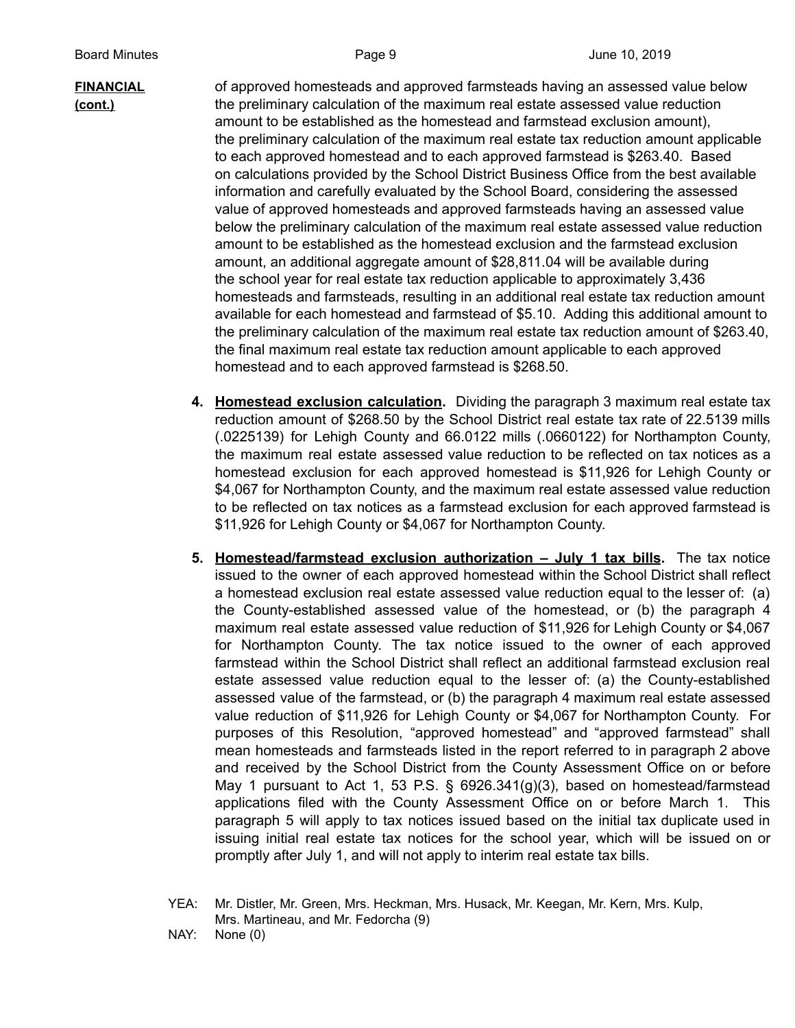**FINANCIAL (cont.)**

of approved homesteads and approved farmsteads having an assessed value below the preliminary calculation of the maximum real estate assessed value reduction amount to be established as the homestead and farmstead exclusion amount), the preliminary calculation of the maximum real estate tax reduction amount applicable to each approved homestead and to each approved farmstead is $263.40. Based on calculations provided by the School District Business Office from the best available information and carefully evaluated by the School Board, considering the assessed value of approved homesteads and approved farmsteads having an assessed value below the preliminary calculation of the maximum real estate assessed value reduction amount to be established as the homestead exclusion and the farmstead exclusion amount, an additional aggregate amount of $28,811.04 will be available during the school year for real estate tax reduction applicable to approximately 3,436 homesteads and farmsteads, resulting in an additional real estate tax reduction amount available for each homestead and farmstead of $5.10. Adding this additional amount to the preliminary calculation of the maximum real estate tax reduction amount of $263.40, the final maximum real estate tax reduction amount applicable to each approved homestead and to each approved farmstead is $268.50.

4. **Homestead exclusion calculation.** Dividing the paragraph 3 maximum real estate tax reduction amount of $268.50 by the School District real estate tax rate of 22.5139 mills (.0225139) for Lehigh County and 66.0122 mills (.0660122) for Northampton County, the maximum real estate assessed value reduction to be reflected on tax notices as a homestead exclusion for each approved homestead is $11,926 for Lehigh County or $4,067 for Northampton County, and the maximum real estate assessed value reduction to be reflected on tax notices as a farmstead exclusion for each approved farmstead is $11,926 for Lehigh County or $4,067 for Northampton County.

5. **Homestead/farmstead exclusion authorization – July 1 tax bills.** The tax notice issued to the owner of each approved homestead within the School District shall reflect a homestead exclusion real estate assessed value reduction equal to the lesser of: (a) the County-established assessed value of the homestead, or (b) the paragraph 4 maximum real estate assessed value reduction of $11,926 for Lehigh County or $4,067 for Northampton County. The tax notice issued to the owner of each approved farmstead within the School District shall reflect an additional farmstead exclusion real estate assessed value reduction equal to the lesser of: (a) the County-established assessed value of the farmstead, or (b) the paragraph 4 maximum real estate assessed value reduction of $11,926 for Lehigh County or $4,067 for Northampton County. For purposes of this Resolution, "approved homestead" and "approved farmstead" shall mean homesteads and farmsteads listed in the report referred to in paragraph 2 above and received by the School District from the County Assessment Office on or before May 1 pursuant to Act 1, 53 P.S. § 6926.341(g)(3), based on homestead/farmstead applications filed with the County Assessment Office on or before March 1. This paragraph 5 will apply to tax notices issued based on the initial tax duplicate used in issuing initial real estate tax notices for the school year, which will be issued on or promptly after July 1, and will not apply to interim real estate tax bills.

YEA: Mr. Distler, Mr. Green, Mrs. Heckman, Mrs. Husack, Mr. Keegan, Mr. Kern, Mrs. Kulp, Mrs. Martineau, and Mr. Fedorcha (9)
NAY: None (0)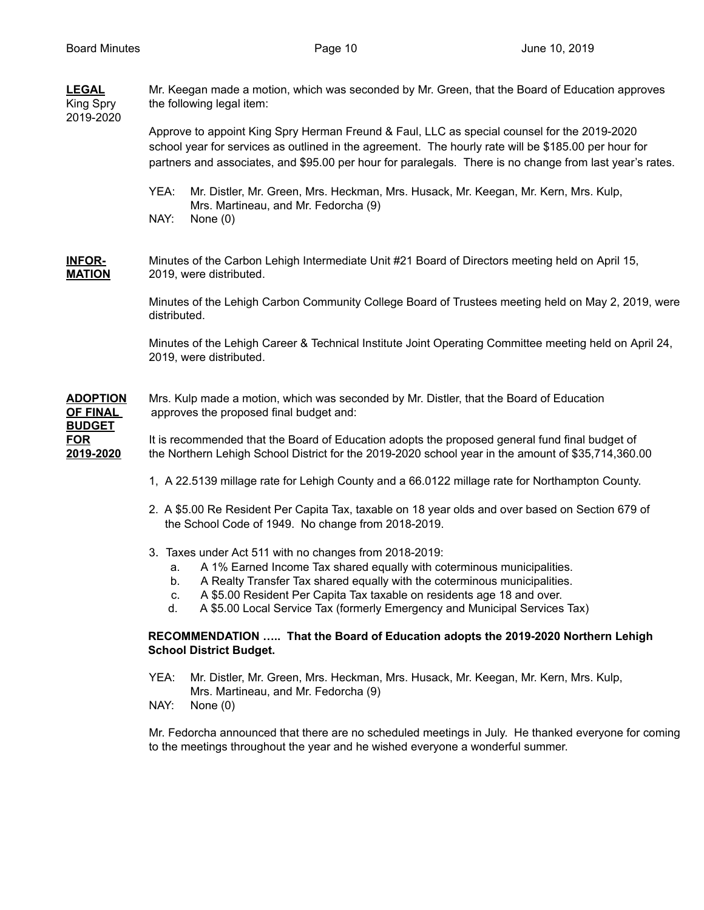**LEGAL**
King Spry
2019-2020

Mr. Keegan made a motion, which was seconded by Mr. Green, that the Board of Education approves the following legal item:

Approve to appoint King Spry Herman Freund & Faul, LLC as special counsel for the 2019-2020 school year for services as outlined in the agreement. The hourly rate will be $185.00 per hour for partners and associates, and $95.00 per hour for paralegals. There is no change from last year's rates.

YEA: Mr. Distler, Mr. Green, Mrs. Heckman, Mrs. Husack, Mr. Keegan, Mr. Kern, Mrs. Kulp, Mrs. Martineau, and Mr. Fedorcha (9)
NAY: None (0)

**INFOR-MATION**

Minutes of the Carbon Lehigh Intermediate Unit #21 Board of Directors meeting held on April 15, 2019, were distributed.

Minutes of the Lehigh Carbon Community College Board of Trustees meeting held on May 2, 2019, were distributed.

Minutes of the Lehigh Career & Technical Institute Joint Operating Committee meeting held on April 24, 2019, were distributed.

**ADOPTION OF FINAL BUDGET FOR 2019-2020**

Mrs. Kulp made a motion, which was seconded by Mr. Distler, that the Board of Education approves the proposed final budget and:

It is recommended that the Board of Education adopts the proposed general fund final budget of the Northern Lehigh School District for the 2019-2020 school year in the amount of $35,714,360.00

1, A 22.5139 millage rate for Lehigh County and a 66.0122 millage rate for Northampton County.

2. A $5.00 Re Resident Per Capita Tax, taxable on 18 year olds and over based on Section 679 of the School Code of 1949. No change from 2018-2019.

3. Taxes under Act 511 with no changes from 2018-2019:
   a. A 1% Earned Income Tax shared equally with coterminous municipalities.
   b. A Realty Transfer Tax shared equally with the coterminous municipalities.
   c. A $5.00 Resident Per Capita Tax taxable on residents age 18 and over.
   d. A $5.00 Local Service Tax (formerly Emergency and Municipal Services Tax)

**RECOMMENDATION ….. That the Board of Education adopts the 2019-2020 Northern Lehigh School District Budget.**

YEA: Mr. Distler, Mr. Green, Mrs. Heckman, Mrs. Husack, Mr. Keegan, Mr. Kern, Mrs. Kulp, Mrs. Martineau, and Mr. Fedorcha (9)
NAY: None (0)

Mr. Fedorcha announced that there are no scheduled meetings in July. He thanked everyone for coming to the meetings throughout the year and he wished everyone a wonderful summer.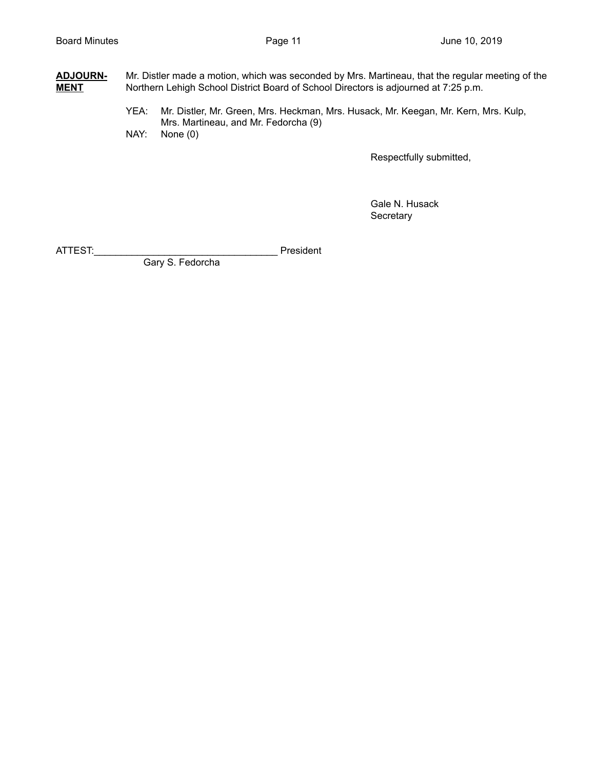**ADJOURNMENT**

Mr. Distler made a motion, which was seconded by Mrs. Martineau, that the regular meeting of the Northern Lehigh School District Board of School Directors is adjourned at 7:25 p.m.

YEA: Mr. Distler, Mr. Green, Mrs. Heckman, Mrs. Husack, Mr. Keegan, Mr. Kern, Mrs. Kulp, Mrs. Martineau, and Mr. Fedorcha (9)
NAY: None (0)

Respectfully submitted,

Gale N. Husack
Secretary

ATTEST:_________________________________ President
Gary S. Fedorcha